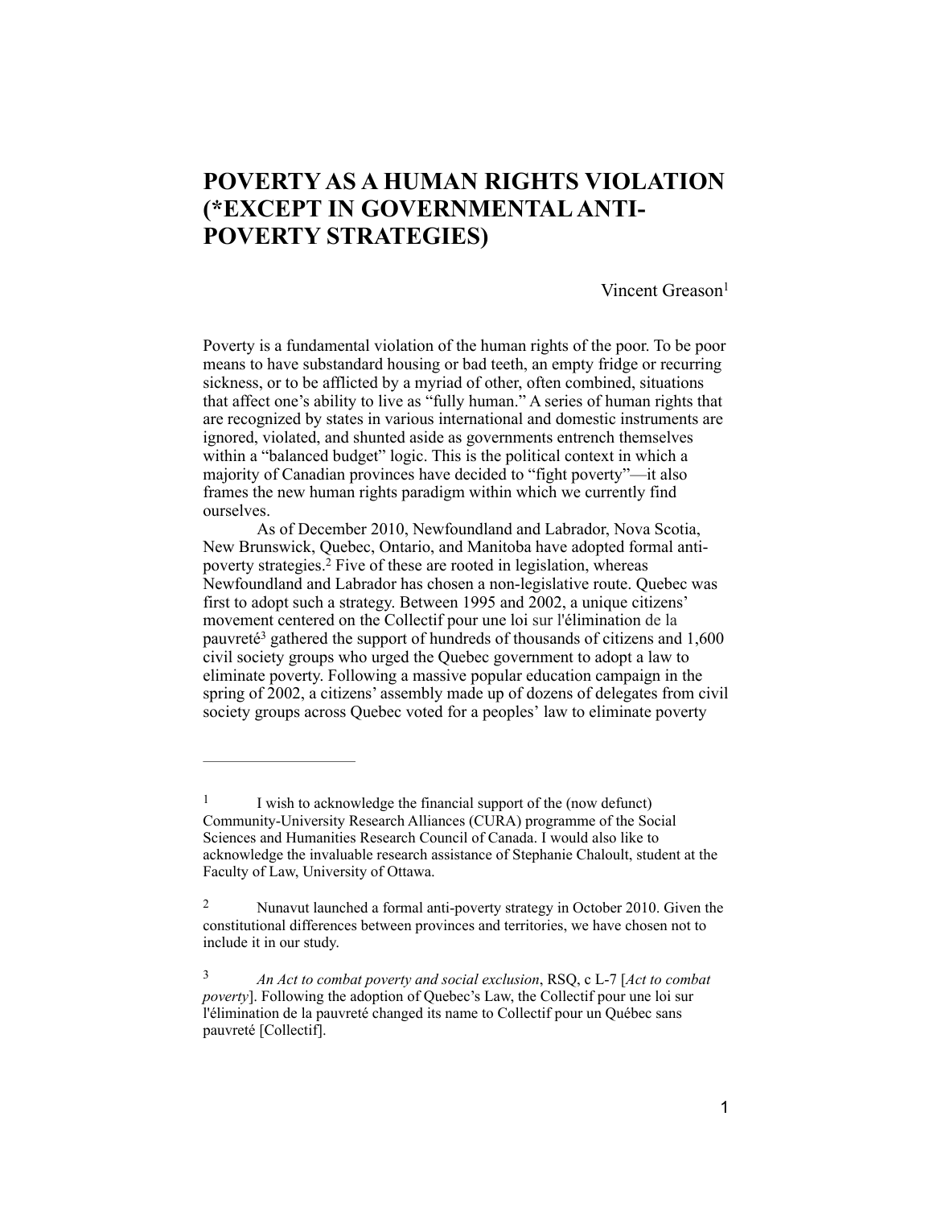# POVERTY AS A HUMAN RIGHTS VIOLATION (*EXCEPT IN GOVERNMENTAL ANTI-POVERTY STRATEGIES)

Vincent Greason[1]

Poverty is a fundamental violation of the human rights of the poor. To be poor means to have substandard housing or bad teeth, an empty fridge or recurring sickness, or to be afflicted by a myriad of other, often combined, situations that affect one's ability to live as "fully human." A series of human rights that are recognized by states in various international and domestic instruments are ignored, violated, and shunted aside as governments entrench themselves within a "balanced budget" logic. This is the political context in which a majority of Canadian provinces have decided to "fight poverty"—it also frames the new human rights paradigm within which we currently find ourselves.

As of December 2010, Newfoundland and Labrador, Nova Scotia, New Brunswick, Quebec, Ontario, and Manitoba have adopted formal anti-poverty strategies.[2] Five of these are rooted in legislation, whereas Newfoundland and Labrador has chosen a non-legislative route. Quebec was first to adopt such a strategy. Between 1995 and 2002, a unique citizens' movement centered on the Collectif pour une loi sur l'élimination de la pauvreté[3] gathered the support of hundreds of thousands of citizens and 1,600 civil society groups who urged the Quebec government to adopt a law to eliminate poverty. Following a massive popular education campaign in the spring of 2002, a citizens' assembly made up of dozens of delegates from civil society groups across Quebec voted for a peoples' law to eliminate poverty

---

[1] I wish to acknowledge the financial support of the (now defunct) Community-University Research Alliances (CURA) programme of the Social Sciences and Humanities Research Council of Canada. I would also like to acknowledge the invaluable research assistance of Stephanie Chaloult, student at the Faculty of Law, University of Ottawa.

[2] Nunavut launched a formal anti-poverty strategy in October 2010. Given the constitutional differences between provinces and territories, we have chosen not to include it in our study.

[3] *An Act to combat poverty and social exclusion*, RSQ, c L-7 [*Act to combat poverty*]. Following the adoption of Quebec's Law, the Collectif pour une loi sur l'élimination de la pauvreté changed its name to Collectif pour un Québec sans pauvreté [Collectif].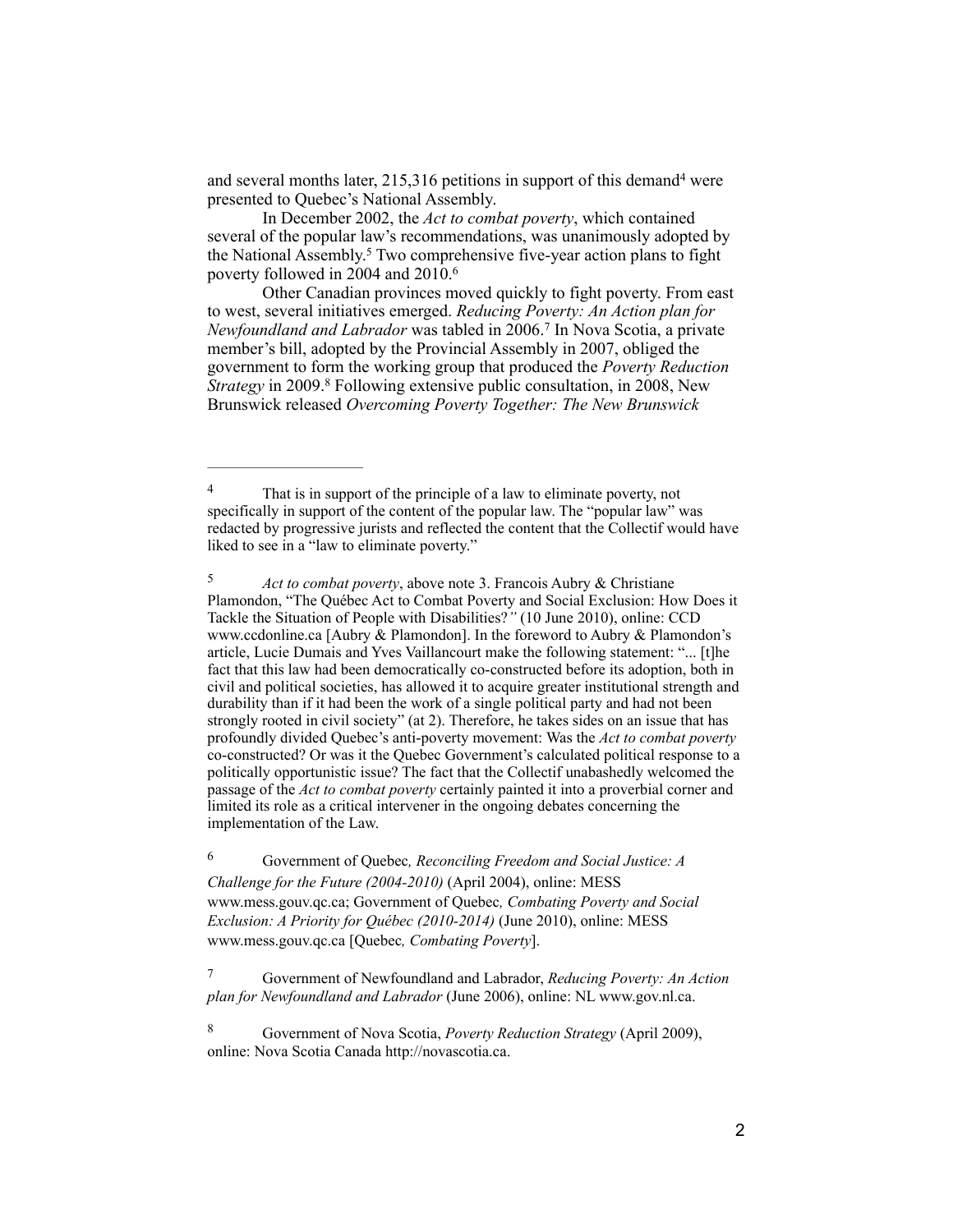and several months later, 215,316 petitions in support of this demand[4] were presented to Quebec's National Assembly.

In December 2002, the *Act to combat poverty*, which contained several of the popular law's recommendations, was unanimously adopted by the National Assembly.[5] Two comprehensive five-year action plans to fight poverty followed in 2004 and 2010.[6]

Other Canadian provinces moved quickly to fight poverty. From east to west, several initiatives emerged. *Reducing Poverty: An Action plan for Newfoundland and Labrador* was tabled in 2006.[7] In Nova Scotia, a private member's bill, adopted by the Provincial Assembly in 2007, obliged the government to form the working group that produced the *Poverty Reduction Strategy* in 2009.[8] Following extensive public consultation, in 2008, New Brunswick released *Overcoming Poverty Together: The New Brunswick*

---

[4] That is in support of the principle of a law to eliminate poverty, not specifically in support of the content of the popular law. The "popular law" was redacted by progressive jurists and reflected the content that the Collectif would have liked to see in a "law to eliminate poverty."

[5] *Act to combat poverty*, above note 3. Francois Aubry & Christiane Plamondon, "The Québec Act to Combat Poverty and Social Exclusion: How Does it Tackle the Situation of People with Disabilities?*"* (10 June 2010), online: CCD www.ccdonline.ca [Aubry & Plamondon]. In the foreword to Aubry & Plamondon's article, Lucie Dumais and Yves Vaillancourt make the following statement: "... [t]he fact that this law had been democratically co-constructed before its adoption, both in civil and political societies, has allowed it to acquire greater institutional strength and durability than if it had been the work of a single political party and had not been strongly rooted in civil society" (at 2). Therefore, he takes sides on an issue that has profoundly divided Quebec's anti-poverty movement: Was the *Act to combat poverty* co-constructed? Or was it the Quebec Government's calculated political response to a politically opportunistic issue? The fact that the Collectif unabashedly welcomed the passage of the *Act to combat poverty* certainly painted it into a proverbial corner and limited its role as a critical intervener in the ongoing debates concerning the implementation of the Law.

[6] Government of Quebec*, Reconciling Freedom and Social Justice: A Challenge for the Future (2004-2010)* (April 2004), online: MESS www.mess.gouv.qc.ca; Government of Quebec*, Combating Poverty and Social Exclusion: A Priority for Québec (2010-2014)* (June 2010), online: MESS www.mess.gouv.qc.ca [Quebec*, Combating Poverty*].

[7] Government of Newfoundland and Labrador, *Reducing Poverty: An Action plan for Newfoundland and Labrador* (June 2006), online: NL www.gov.nl.ca.

[8] Government of Nova Scotia, *Poverty Reduction Strategy* (April 2009), online: Nova Scotia Canada http://novascotia.ca.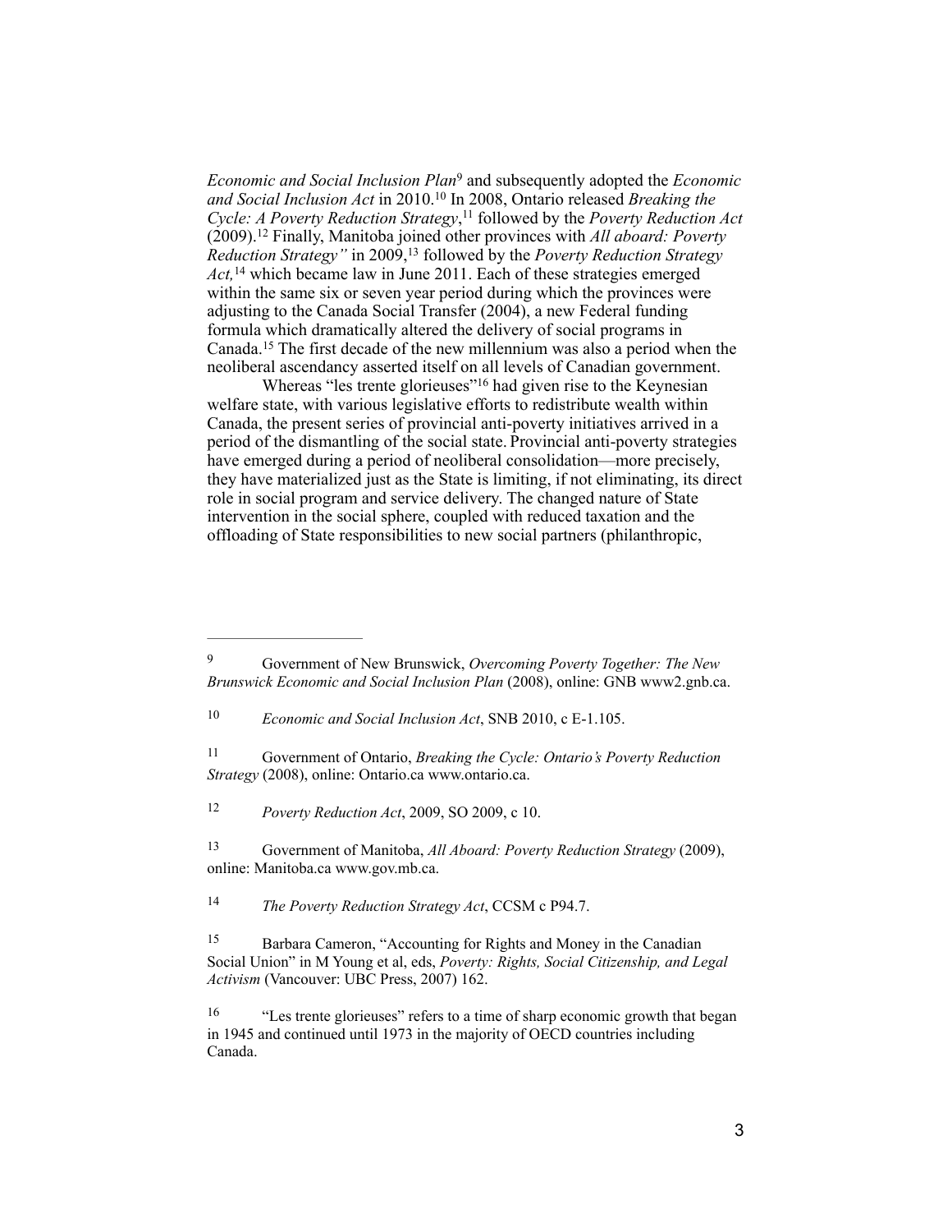*Economic and Social Inclusion Plan*[9] and subsequently adopted the *Economic and Social Inclusion Act* in 2010.[10] In 2008, Ontario released *Breaking the Cycle: A Poverty Reduction Strategy*,[11] followed by the *Poverty Reduction Act* (2009).[12] Finally, Manitoba joined other provinces with *All aboard: Poverty Reduction Strategy"* in 2009,[13] followed by the *Poverty Reduction Strategy Act,*[14] which became law in June 2011. Each of these strategies emerged within the same six or seven year period during which the provinces were adjusting to the Canada Social Transfer (2004), a new Federal funding formula which dramatically altered the delivery of social programs in Canada.[15] The first decade of the new millennium was also a period when the neoliberal ascendancy asserted itself on all levels of Canadian government.

Whereas "les trente glorieuses"[16] had given rise to the Keynesian welfare state, with various legislative efforts to redistribute wealth within Canada, the present series of provincial anti-poverty initiatives arrived in a period of the dismantling of the social state. Provincial anti-poverty strategies have emerged during a period of neoliberal consolidation—more precisely, they have materialized just as the State is limiting, if not eliminating, its direct role in social program and service delivery. The changed nature of State intervention in the social sphere, coupled with reduced taxation and the offloading of State responsibilities to new social partners (philanthropic,

---

[9] Government of New Brunswick, *Overcoming Poverty Together: The New Brunswick Economic and Social Inclusion Plan* (2008), online: GNB www2.gnb.ca.

[10] *Economic and Social Inclusion Act*, SNB 2010, c E-1.105.

[11] Government of Ontario, *Breaking the Cycle: Ontario's Poverty Reduction Strategy* (2008), online: Ontario.ca www.ontario.ca.

[12] *Poverty Reduction Act*, 2009, SO 2009, c 10.

[13] Government of Manitoba, *All Aboard: Poverty Reduction Strategy* (2009), online: Manitoba.ca www.gov.mb.ca.

[14] *The Poverty Reduction Strategy Act*, CCSM c P94.7.

[15] Barbara Cameron, "Accounting for Rights and Money in the Canadian Social Union" in M Young et al, eds, *Poverty: Rights, Social Citizenship, and Legal Activism* (Vancouver: UBC Press, 2007) 162.

[16] "Les trente glorieuses" refers to a time of sharp economic growth that began in 1945 and continued until 1973 in the majority of OECD countries including Canada.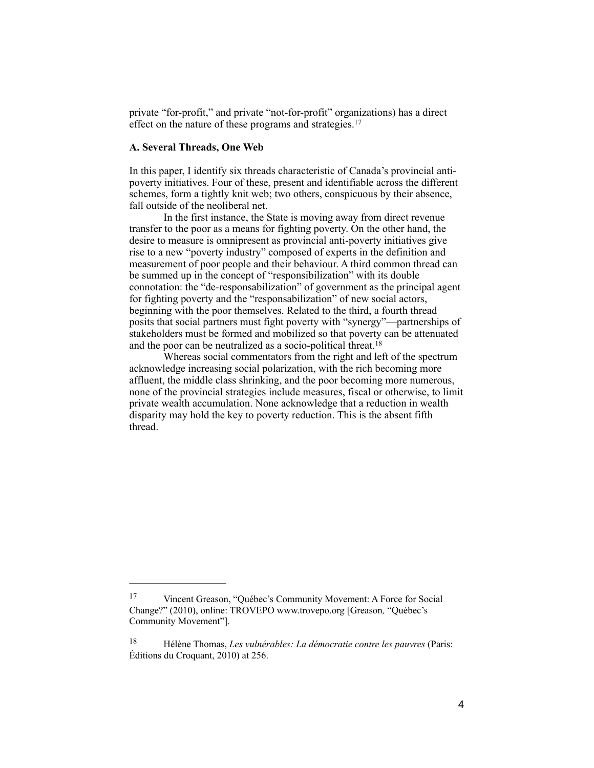private "for-profit," and private "not-for-profit" organizations) has a direct effect on the nature of these programs and strategies.[17]

### A. Several Threads, One Web

In this paper, I identify six threads characteristic of Canada's provincial anti-poverty initiatives. Four of these, present and identifiable across the different schemes, form a tightly knit web; two others, conspicuous by their absence, fall outside of the neoliberal net.

In the first instance, the State is moving away from direct revenue transfer to the poor as a means for fighting poverty. On the other hand, the desire to measure is omnipresent as provincial anti-poverty initiatives give rise to a new "poverty industry" composed of experts in the definition and measurement of poor people and their behaviour. A third common thread can be summed up in the concept of "responsibilization" with its double connotation: the "de-responsabilization" of government as the principal agent for fighting poverty and the "responsabilization" of new social actors, beginning with the poor themselves. Related to the third, a fourth thread posits that social partners must fight poverty with "synergy"—partnerships of stakeholders must be formed and mobilized so that poverty can be attenuated and the poor can be neutralized as a socio-political threat.[18]

Whereas social commentators from the right and left of the spectrum acknowledge increasing social polarization, with the rich becoming more affluent, the middle class shrinking, and the poor becoming more numerous, none of the provincial strategies include measures, fiscal or otherwise, to limit private wealth accumulation. None acknowledge that a reduction in wealth disparity may hold the key to poverty reduction. This is the absent fifth thread.

---

[17] Vincent Greason, "Québec's Community Movement: A Force for Social Change?" (2010), online: TROVEPO www.trovepo.org [Greason, "Québec's Community Movement"].

[18] Hélène Thomas, *Les vulnérables: La démocratie contre les pauvres* (Paris: Éditions du Croquant, 2010) at 256.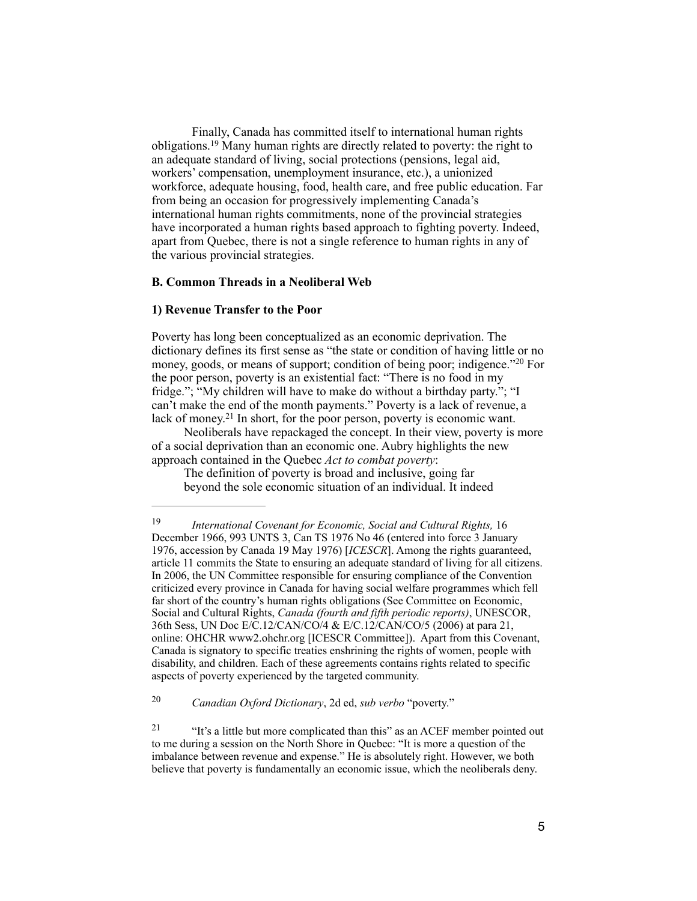Finally, Canada has committed itself to international human rights obligations.[19] Many human rights are directly related to poverty: the right to an adequate standard of living, social protections (pensions, legal aid, workers' compensation, unemployment insurance, etc.), a unionized workforce, adequate housing, food, health care, and free public education. Far from being an occasion for progressively implementing Canada's international human rights commitments, none of the provincial strategies have incorporated a human rights based approach to fighting poverty. Indeed, apart from Quebec, there is not a single reference to human rights in any of the various provincial strategies.

**B. Common Threads in a Neoliberal Web**

**1) Revenue Transfer to the Poor**

Poverty has long been conceptualized as an economic deprivation. The dictionary defines its first sense as "the state or condition of having little or no money, goods, or means of support; condition of being poor; indigence."[20] For the poor person, poverty is an existential fact: "There is no food in my fridge."; "My children will have to make do without a birthday party."; "I can't make the end of the month payments." Poverty is a lack of revenue, a lack of money.[21] In short, for the poor person, poverty is economic want.

Neoliberals have repackaged the concept. In their view, poverty is more of a social deprivation than an economic one. Aubry highlights the new approach contained in the Quebec *Act to combat poverty*:

> The definition of poverty is broad and inclusive, going far beyond the sole economic situation of an individual. It indeed

---

[19] *International Covenant for Economic, Social and Cultural Rights,* 16 December 1966, 993 UNTS 3, Can TS 1976 No 46 (entered into force 3 January 1976, accession by Canada 19 May 1976) [*ICESCR*]. Among the rights guaranteed, article 11 commits the State to ensuring an adequate standard of living for all citizens. In 2006, the UN Committee responsible for ensuring compliance of the Convention criticized every province in Canada for having social welfare programmes which fell far short of the country's human rights obligations (See Committee on Economic, Social and Cultural Rights, *Canada (fourth and fifth periodic reports)*, UNESCOR, 36th Sess, UN Doc E/C.12/CAN/CO/4 & E/C.12/CAN/CO/5 (2006) at para 21, online: OHCHR www2.ohchr.org [ICESCR Committee]). Apart from this Covenant, Canada is signatory to specific treaties enshrining the rights of women, people with disability, and children. Each of these agreements contains rights related to specific aspects of poverty experienced by the targeted community.

[20] *Canadian Oxford Dictionary*, 2d ed, *sub verbo* "poverty."

[21] "It's a little but more complicated than this" as an ACEF member pointed out to me during a session on the North Shore in Quebec: "It is more a question of the imbalance between revenue and expense." He is absolutely right. However, we both believe that poverty is fundamentally an economic issue, which the neoliberals deny.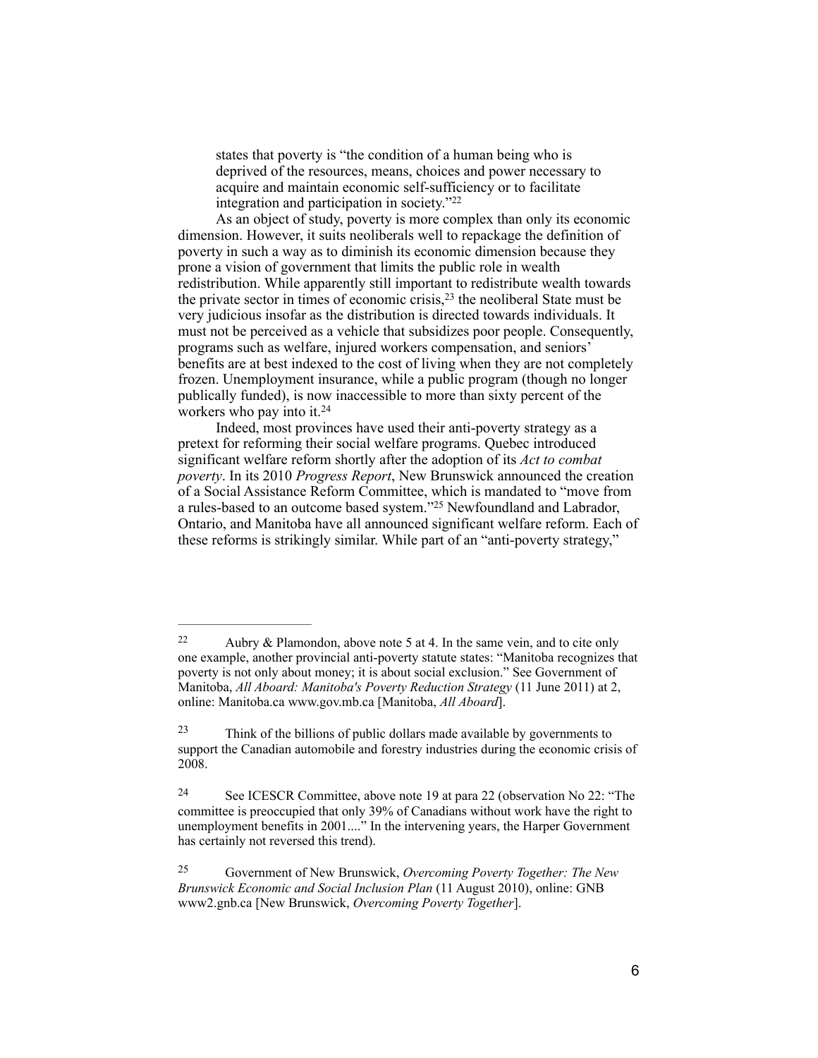states that poverty is "the condition of a human being who is deprived of the resources, means, choices and power necessary to acquire and maintain economic self-sufficiency or to facilitate integration and participation in society."[22]

As an object of study, poverty is more complex than only its economic dimension. However, it suits neoliberals well to repackage the definition of poverty in such a way as to diminish its economic dimension because they prone a vision of government that limits the public role in wealth redistribution. While apparently still important to redistribute wealth towards the private sector in times of economic crisis,[23] the neoliberal State must be very judicious insofar as the distribution is directed towards individuals. It must not be perceived as a vehicle that subsidizes poor people. Consequently, programs such as welfare, injured workers compensation, and seniors' benefits are at best indexed to the cost of living when they are not completely frozen. Unemployment insurance, while a public program (though no longer publically funded), is now inaccessible to more than sixty percent of the workers who pay into it.[24]

Indeed, most provinces have used their anti-poverty strategy as a pretext for reforming their social welfare programs. Quebec introduced significant welfare reform shortly after the adoption of its *Act to combat poverty*. In its 2010 *Progress Report*, New Brunswick announced the creation of a Social Assistance Reform Committee, which is mandated to "move from a rules-based to an outcome based system."[25] Newfoundland and Labrador, Ontario, and Manitoba have all announced significant welfare reform. Each of these reforms is strikingly similar. While part of an "anti-poverty strategy,"

---

[22] Aubry & Plamondon, above note 5 at 4. In the same vein, and to cite only one example, another provincial anti-poverty statute states: "Manitoba recognizes that poverty is not only about money; it is about social exclusion." See Government of Manitoba, *All Aboard: Manitoba's Poverty Reduction Strategy* (11 June 2011) at 2, online: Manitoba.ca www.gov.mb.ca [Manitoba, *All Aboard*].

[23] Think of the billions of public dollars made available by governments to support the Canadian automobile and forestry industries during the economic crisis of 2008.

[24] See ICESCR Committee, above note 19 at para 22 (observation No 22: "The committee is preoccupied that only 39% of Canadians without work have the right to unemployment benefits in 2001...." In the intervening years, the Harper Government has certainly not reversed this trend).

[25] Government of New Brunswick, *Overcoming Poverty Together: The New Brunswick Economic and Social Inclusion Plan* (11 August 2010), online: GNB www2.gnb.ca [New Brunswick, *Overcoming Poverty Together*].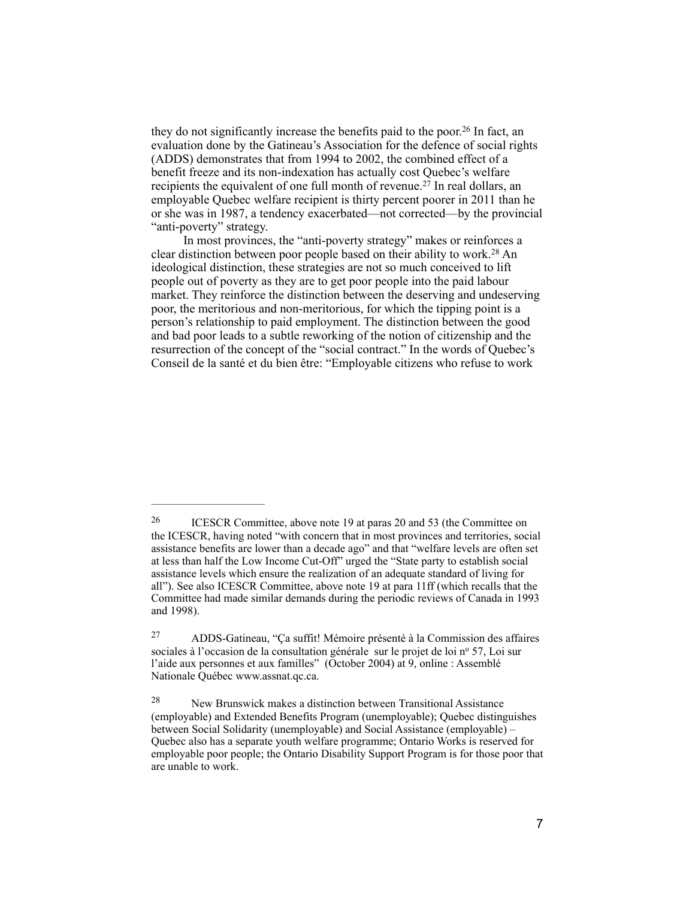they do not significantly increase the benefits paid to the poor.[26] In fact, an evaluation done by the Gatineau's Association for the defence of social rights (ADDS) demonstrates that from 1994 to 2002, the combined effect of a benefit freeze and its non-indexation has actually cost Quebec's welfare recipients the equivalent of one full month of revenue.[27] In real dollars, an employable Quebec welfare recipient is thirty percent poorer in 2011 than he or she was in 1987, a tendency exacerbated—not corrected—by the provincial "anti-poverty" strategy.

In most provinces, the "anti-poverty strategy" makes or reinforces a clear distinction between poor people based on their ability to work.[28] An ideological distinction, these strategies are not so much conceived to lift people out of poverty as they are to get poor people into the paid labour market. They reinforce the distinction between the deserving and undeserving poor, the meritorious and non-meritorious, for which the tipping point is a person's relationship to paid employment. The distinction between the good and bad poor leads to a subtle reworking of the notion of citizenship and the resurrection of the concept of the "social contract." In the words of Quebec's Conseil de la santé et du bien être: "Employable citizens who refuse to work

---

[26] ICESCR Committee, above note 19 at paras 20 and 53 (the Committee on the ICESCR, having noted "with concern that in most provinces and territories, social assistance benefits are lower than a decade ago" and that "welfare levels are often set at less than half the Low Income Cut-Off" urged the "State party to establish social assistance levels which ensure the realization of an adequate standard of living for all"). See also ICESCR Committee, above note 19 at para 11ff (which recalls that the Committee had made similar demands during the periodic reviews of Canada in 1993 and 1998).

[27] ADDS-Gatineau, "Ça suffit! Mémoire présenté à la Commission des affaires sociales à l'occasion de la consultation générale sur le projet de loi nº 57, Loi sur l'aide aux personnes et aux familles" (October 2004) at 9, online : Assemblé Nationale Québec www.assnat.qc.ca.

[28] New Brunswick makes a distinction between Transitional Assistance (employable) and Extended Benefits Program (unemployable); Quebec distinguishes between Social Solidarity (unemployable) and Social Assistance (employable) – Quebec also has a separate youth welfare programme; Ontario Works is reserved for employable poor people; the Ontario Disability Support Program is for those poor that are unable to work.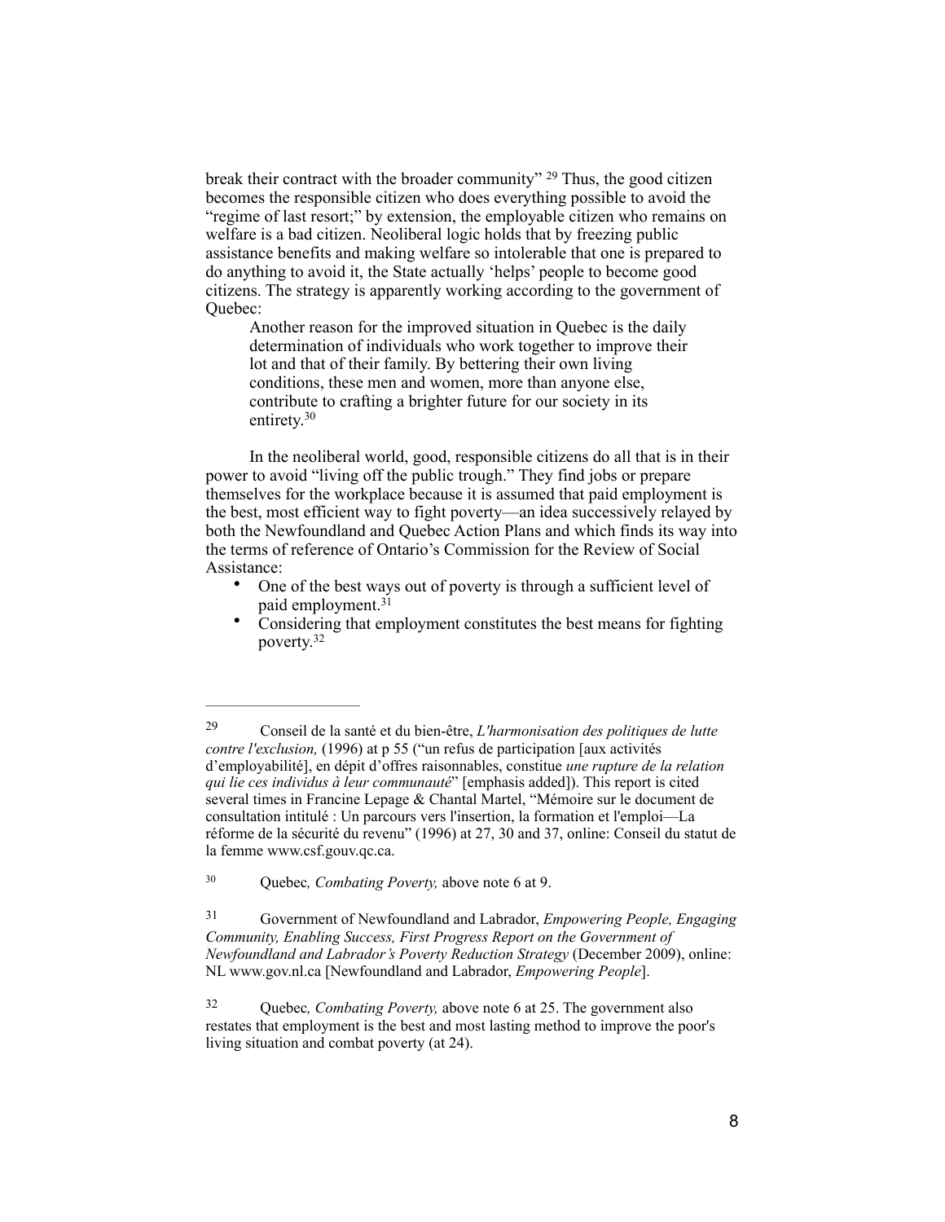break their contract with the broader community" [29] Thus, the good citizen becomes the responsible citizen who does everything possible to avoid the "regime of last resort;" by extension, the employable citizen who remains on welfare is a bad citizen. Neoliberal logic holds that by freezing public assistance benefits and making welfare so intolerable that one is prepared to do anything to avoid it, the State actually 'helps' people to become good citizens. The strategy is apparently working according to the government of Quebec:

> Another reason for the improved situation in Quebec is the daily determination of individuals who work together to improve their lot and that of their family. By bettering their own living conditions, these men and women, more than anyone else, contribute to crafting a brighter future for our society in its entirety.[30]

In the neoliberal world, good, responsible citizens do all that is in their power to avoid "living off the public trough." They find jobs or prepare themselves for the workplace because it is assumed that paid employment is the best, most efficient way to fight poverty—an idea successively relayed by both the Newfoundland and Quebec Action Plans and which finds its way into the terms of reference of Ontario's Commission for the Review of Social Assistance:

- One of the best ways out of poverty is through a sufficient level of paid employment.[31]
- Considering that employment constitutes the best means for fighting poverty.[32]

---

[29] Conseil de la santé et du bien-être, *L'harmonisation des politiques de lutte contre l'exclusion,* (1996) at p 55 ("un refus de participation [aux activités d'employabilité], en dépit d'offres raisonnables, constitue *une rupture de la relation qui lie ces individus à leur communauté*" [emphasis added]). This report is cited several times in Francine Lepage & Chantal Martel, "Mémoire sur le document de consultation intitulé : Un parcours vers l'insertion, la formation et l'emploi—La réforme de la sécurité du revenu" (1996) at 27, 30 and 37, online: Conseil du statut de la femme www.csf.gouv.qc.ca.

[30] Quebec*, Combating Poverty,* above note 6 at 9.

[31] Government of Newfoundland and Labrador, *Empowering People, Engaging Community, Enabling Success, First Progress Report on the Government of Newfoundland and Labrador's Poverty Reduction Strategy* (December 2009), online: NL www.gov.nl.ca [Newfoundland and Labrador, *Empowering People*].

[32] Quebec*, Combating Poverty,* above note 6 at 25. The government also restates that employment is the best and most lasting method to improve the poor's living situation and combat poverty (at 24).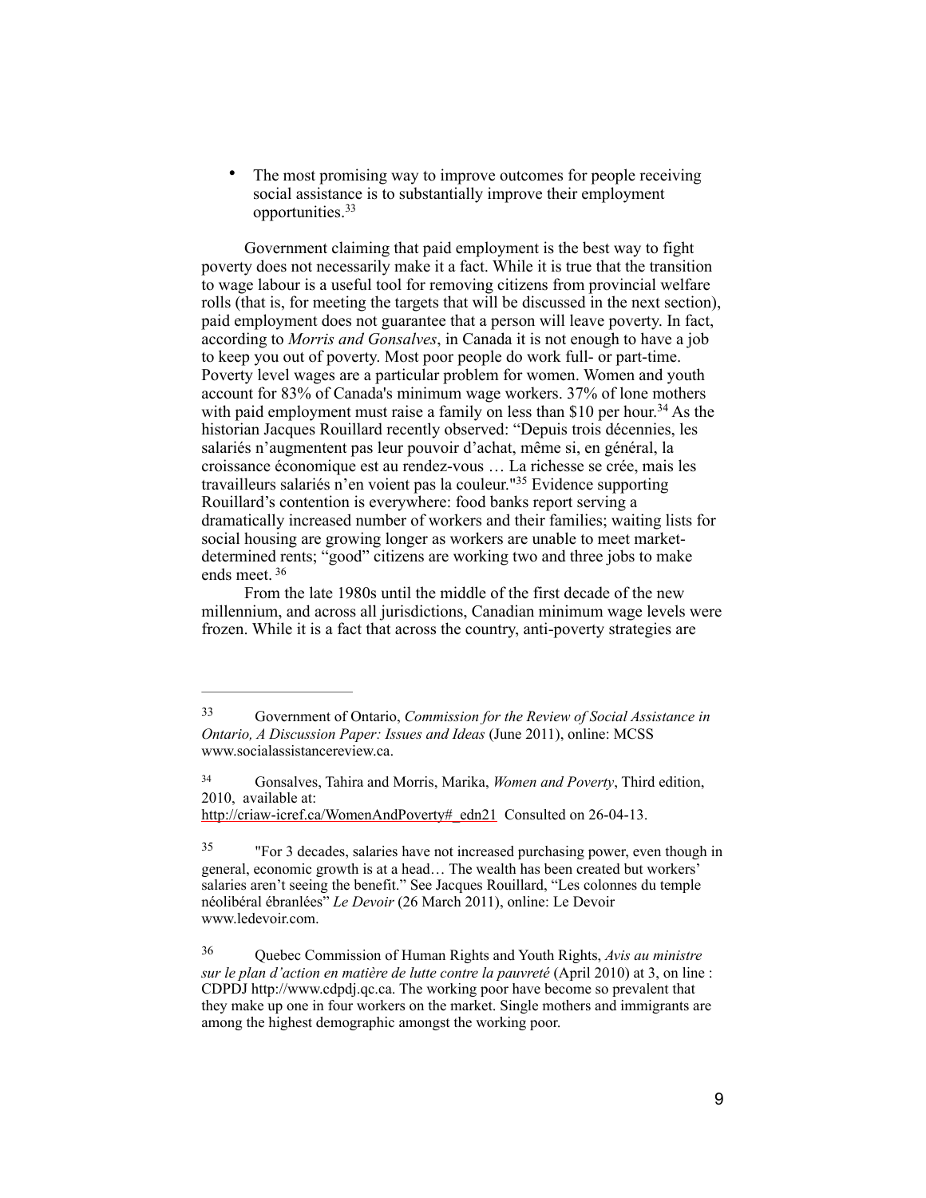- The most promising way to improve outcomes for people receiving social assistance is to substantially improve their employment opportunities.[33]

Government claiming that paid employment is the best way to fight poverty does not necessarily make it a fact. While it is true that the transition to wage labour is a useful tool for removing citizens from provincial welfare rolls (that is, for meeting the targets that will be discussed in the next section), paid employment does not guarantee that a person will leave poverty. In fact, according to *Morris and Gonsalves*, in Canada it is not enough to have a job to keep you out of poverty. Most poor people do work full- or part-time. Poverty level wages are a particular problem for women. Women and youth account for 83% of Canada's minimum wage workers. 37% of lone mothers with paid employment must raise a family on less than $10 per hour.[34] As the historian Jacques Rouillard recently observed: "Depuis trois décennies, les salariés n'augmentent pas leur pouvoir d'achat, même si, en général, la croissance économique est au rendez-vous … La richesse se crée, mais les travailleurs salariés n'en voient pas la couleur."[35] Evidence supporting Rouillard's contention is everywhere: food banks report serving a dramatically increased number of workers and their families; waiting lists for social housing are growing longer as workers are unable to meet market-determined rents; "good" citizens are working two and three jobs to make ends meet. [36]

From the late 1980s until the middle of the first decade of the new millennium, and across all jurisdictions, Canadian minimum wage levels were frozen. While it is a fact that across the country, anti-poverty strategies are

---

[33] Government of Ontario, *Commission for the Review of Social Assistance in Ontario, A Discussion Paper: Issues and Ideas* (June 2011), online: MCSS www.socialassistancereview.ca.

[34] Gonsalves, Tahira and Morris, Marika, *Women and Poverty*, Third edition, 2010, available at: http://criaw-icref.ca/WomenAndPoverty#_edn21 Consulted on 26-04-13.

[35] "For 3 decades, salaries have not increased purchasing power, even though in general, economic growth is at a head… The wealth has been created but workers' salaries aren't seeing the benefit." See Jacques Rouillard, "Les colonnes du temple néolibéral ébranlées" *Le Devoir* (26 March 2011), online: Le Devoir www.ledevoir.com.

[36] Quebec Commission of Human Rights and Youth Rights, *Avis au ministre sur le plan d'action en matière de lutte contre la pauvreté* (April 2010) at 3, on line : CDPDJ http://www.cdpdj.qc.ca. The working poor have become so prevalent that they make up one in four workers on the market. Single mothers and immigrants are among the highest demographic amongst the working poor.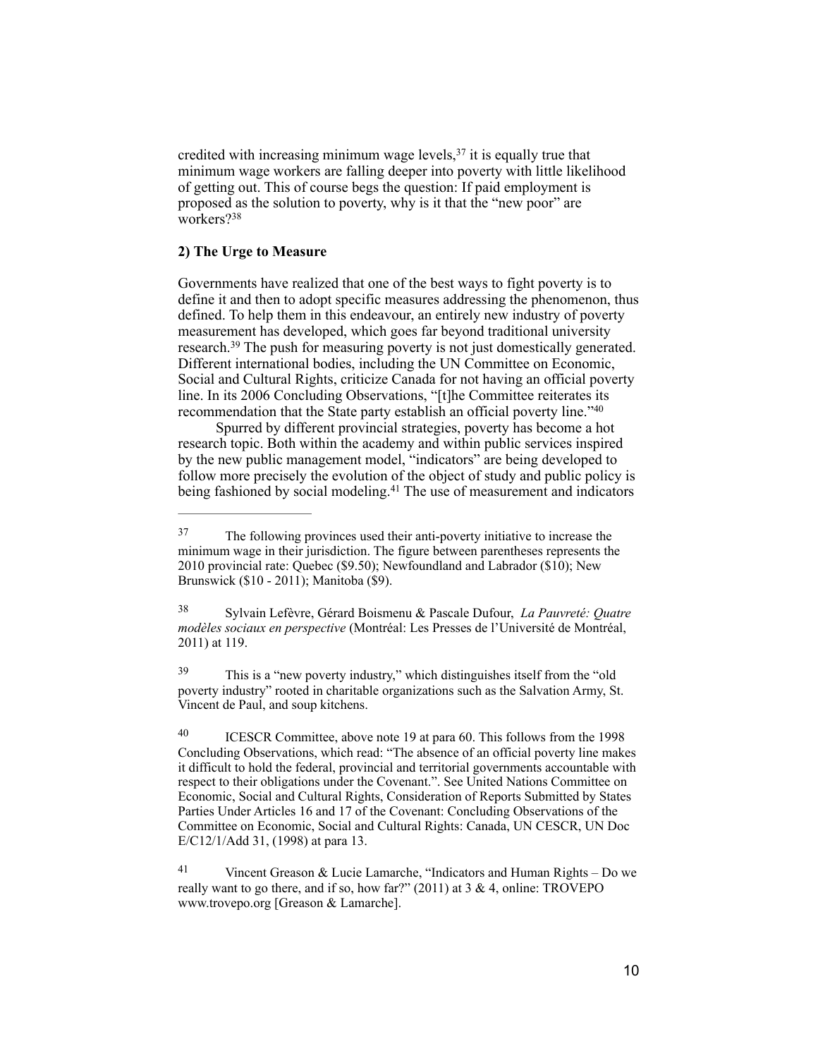credited with increasing minimum wage levels,[37] it is equally true that minimum wage workers are falling deeper into poverty with little likelihood of getting out. This of course begs the question: If paid employment is proposed as the solution to poverty, why is it that the "new poor" are workers?[38]

**2) The Urge to Measure**

Governments have realized that one of the best ways to fight poverty is to define it and then to adopt specific measures addressing the phenomenon, thus defined. To help them in this endeavour, an entirely new industry of poverty measurement has developed, which goes far beyond traditional university research.[39] The push for measuring poverty is not just domestically generated. Different international bodies, including the UN Committee on Economic, Social and Cultural Rights, criticize Canada for not having an official poverty line. In its 2006 Concluding Observations, "[t]he Committee reiterates its recommendation that the State party establish an official poverty line."[40]

Spurred by different provincial strategies, poverty has become a hot research topic. Both within the academy and within public services inspired by the new public management model, "indicators" are being developed to follow more precisely the evolution of the object of study and public policy is being fashioned by social modeling.[41] The use of measurement and indicators

---

[37] The following provinces used their anti-poverty initiative to increase the minimum wage in their jurisdiction. The figure between parentheses represents the 2010 provincial rate: Quebec ($9.50); Newfoundland and Labrador ($10); New Brunswick ($10 - 2011); Manitoba ($9).

[38] Sylvain Lefèvre, Gérard Boismenu & Pascale Dufour, *La Pauvreté: Quatre modèles sociaux en perspective* (Montréal: Les Presses de l'Université de Montréal, 2011) at 119.

[39] This is a "new poverty industry," which distinguishes itself from the "old poverty industry" rooted in charitable organizations such as the Salvation Army, St. Vincent de Paul, and soup kitchens.

[40] ICESCR Committee, above note 19 at para 60. This follows from the 1998 Concluding Observations, which read: "The absence of an official poverty line makes it difficult to hold the federal, provincial and territorial governments accountable with respect to their obligations under the Covenant.". See United Nations Committee on Economic, Social and Cultural Rights, Consideration of Reports Submitted by States Parties Under Articles 16 and 17 of the Covenant: Concluding Observations of the Committee on Economic, Social and Cultural Rights: Canada, UN CESCR, UN Doc E/C12/1/Add 31, (1998) at para 13.

[41] Vincent Greason & Lucie Lamarche, "Indicators and Human Rights – Do we really want to go there, and if so, how far?" (2011) at 3 & 4, online: TROVEPO www.trovepo.org [Greason & Lamarche].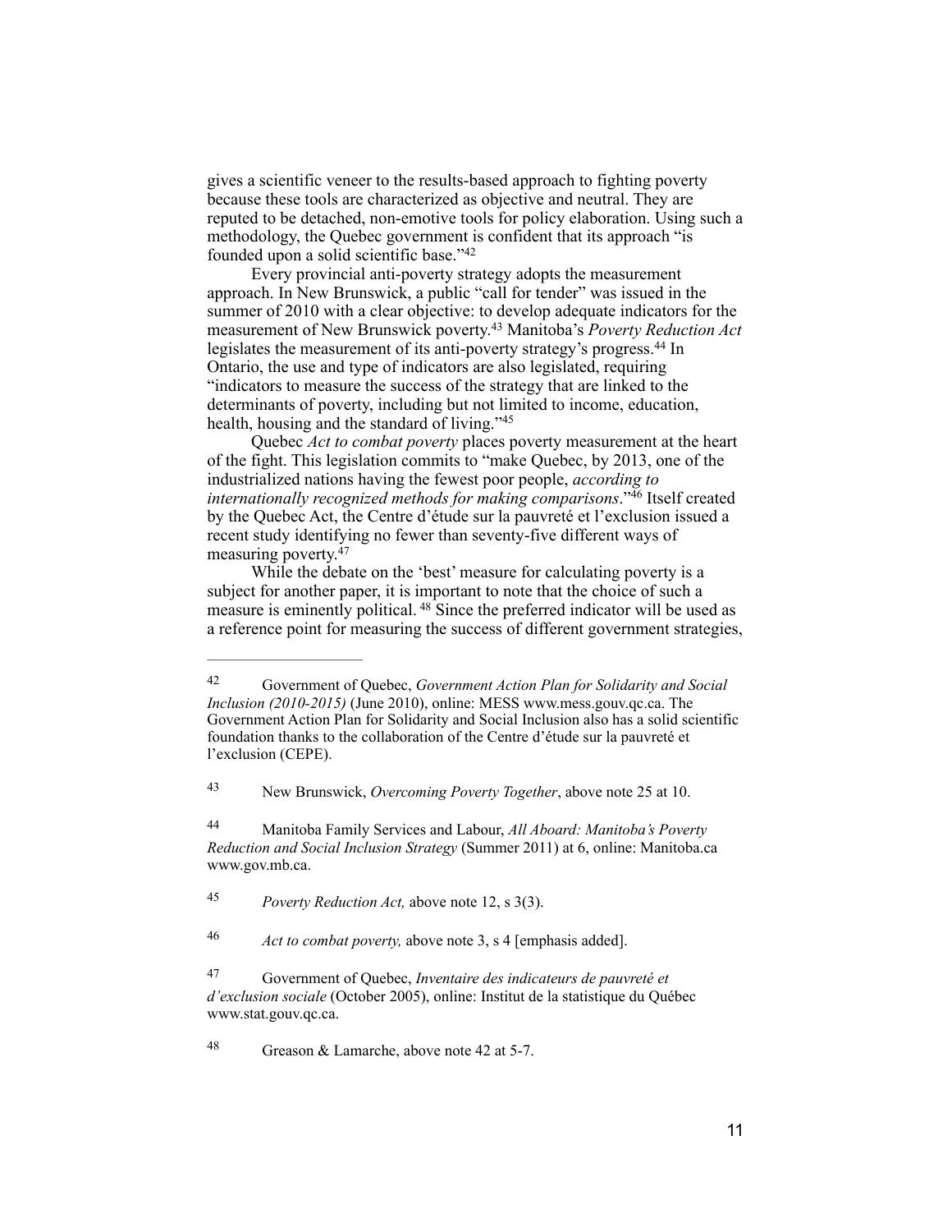gives a scientific veneer to the results-based approach to fighting poverty because these tools are characterized as objective and neutral. They are reputed to be detached, non-emotive tools for policy elaboration. Using such a methodology, the Quebec government is confident that its approach "is founded upon a solid scientific base."[42]

Every provincial anti-poverty strategy adopts the measurement approach. In New Brunswick, a public "call for tender" was issued in the summer of 2010 with a clear objective: to develop adequate indicators for the measurement of New Brunswick poverty.[43] Manitoba's *Poverty Reduction Act* legislates the measurement of its anti-poverty strategy's progress.[44] In Ontario, the use and type of indicators are also legislated, requiring "indicators to measure the success of the strategy that are linked to the determinants of poverty, including but not limited to income, education, health, housing and the standard of living."[45]

Quebec *Act to combat poverty* places poverty measurement at the heart of the fight. This legislation commits to "make Quebec, by 2013, one of the industrialized nations having the fewest poor people, *according to internationally recognized methods for making comparisons*."[46] Itself created by the Quebec Act, the Centre d'étude sur la pauvreté et l'exclusion issued a recent study identifying no fewer than seventy-five different ways of measuring poverty.[47]

While the debate on the 'best' measure for calculating poverty is a subject for another paper, it is important to note that the choice of such a measure is eminently political. [48] Since the preferred indicator will be used as a reference point for measuring the success of different government strategies,

---

[42] Government of Quebec, *Government Action Plan for Solidarity and Social Inclusion (2010-2015)* (June 2010), online: MESS www.mess.gouv.qc.ca. The Government Action Plan for Solidarity and Social Inclusion also has a solid scientific foundation thanks to the collaboration of the Centre d'étude sur la pauvreté et l'exclusion (CEPE).

[43] New Brunswick, *Overcoming Poverty Together*, above note 25 at 10.

[44] Manitoba Family Services and Labour, *All Aboard: Manitoba's Poverty Reduction and Social Inclusion Strategy* (Summer 2011) at 6, online: Manitoba.ca www.gov.mb.ca.

[45] *Poverty Reduction Act,* above note 12, s 3(3).

[46] *Act to combat poverty,* above note 3, s 4 [emphasis added].

[47] Government of Quebec, *Inventaire des indicateurs de pauvreté et d'exclusion sociale* (October 2005), online: Institut de la statistique du Québec www.stat.gouv.qc.ca.

[48] Greason & Lamarche, above note 42 at 5-7.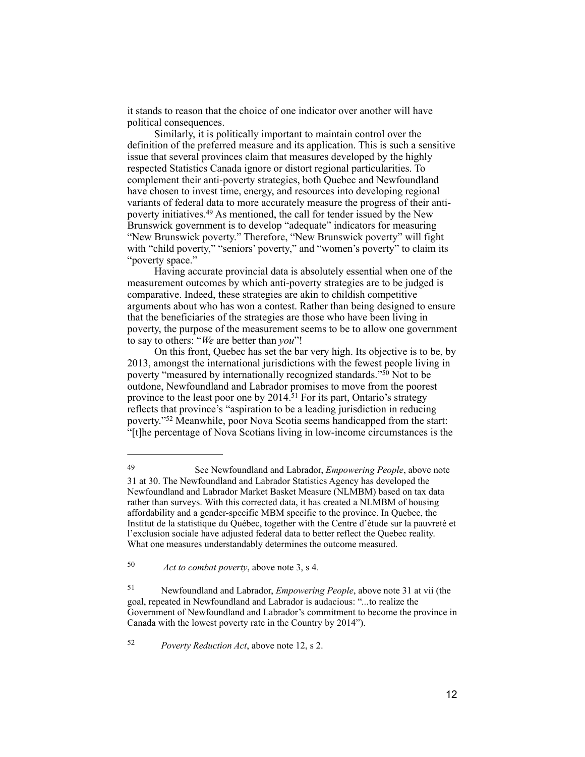it stands to reason that the choice of one indicator over another will have political consequences.

Similarly, it is politically important to maintain control over the definition of the preferred measure and its application. This is such a sensitive issue that several provinces claim that measures developed by the highly respected Statistics Canada ignore or distort regional particularities. To complement their anti-poverty strategies, both Quebec and Newfoundland have chosen to invest time, energy, and resources into developing regional variants of federal data to more accurately measure the progress of their anti-poverty initiatives.[49] As mentioned, the call for tender issued by the New Brunswick government is to develop "adequate" indicators for measuring "New Brunswick poverty." Therefore, "New Brunswick poverty" will fight with "child poverty," "seniors' poverty," and "women's poverty" to claim its "poverty space."

Having accurate provincial data is absolutely essential when one of the measurement outcomes by which anti-poverty strategies are to be judged is comparative. Indeed, these strategies are akin to childish competitive arguments about who has won a contest. Rather than being designed to ensure that the beneficiaries of the strategies are those who have been living in poverty, the purpose of the measurement seems to be to allow one government to say to others: "*We* are better than *you*"!

On this front, Quebec has set the bar very high. Its objective is to be, by 2013, amongst the international jurisdictions with the fewest people living in poverty "measured by internationally recognized standards."[50] Not to be outdone, Newfoundland and Labrador promises to move from the poorest province to the least poor one by 2014.[51] For its part, Ontario's strategy reflects that province's "aspiration to be a leading jurisdiction in reducing poverty."[52] Meanwhile, poor Nova Scotia seems handicapped from the start: "[t]he percentage of Nova Scotians living in low-income circumstances is the

---

[49] See Newfoundland and Labrador, *Empowering People*, above note 31 at 30. The Newfoundland and Labrador Statistics Agency has developed the Newfoundland and Labrador Market Basket Measure (NLMBM) based on tax data rather than surveys. With this corrected data, it has created a NLMBM of housing affordability and a gender-specific MBM specific to the province. In Quebec, the Institut de la statistique du Québec, together with the Centre d'étude sur la pauvreté et l'exclusion sociale have adjusted federal data to better reflect the Quebec reality. What one measures understandably determines the outcome measured.

[50] *Act to combat poverty*, above note 3, s 4.

[51] Newfoundland and Labrador, *Empowering People*, above note 31 at vii (the goal, repeated in Newfoundland and Labrador is audacious: "...to realize the Government of Newfoundland and Labrador's commitment to become the province in Canada with the lowest poverty rate in the Country by 2014").

[52] *Poverty Reduction Act*, above note 12, s 2.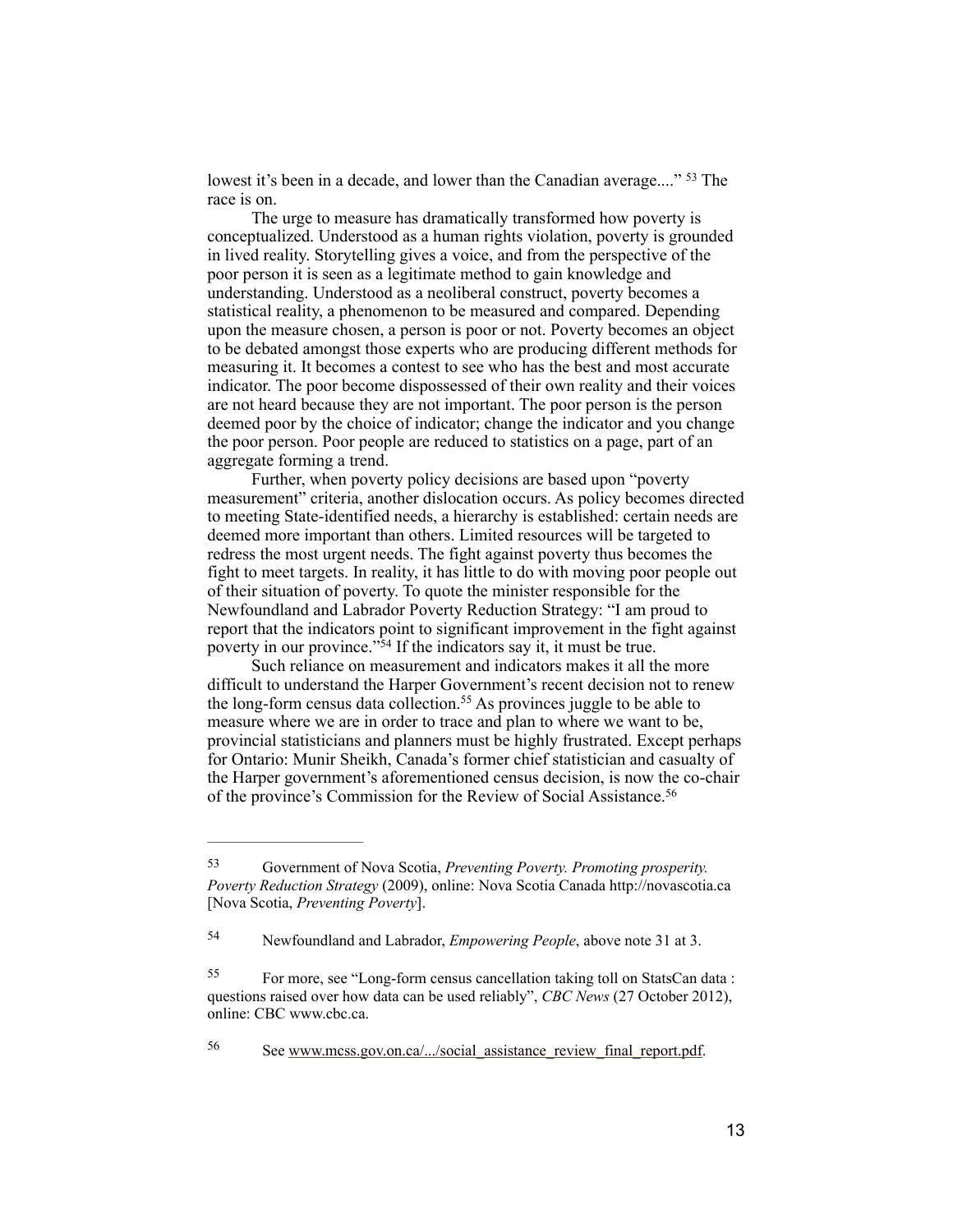lowest it's been in a decade, and lower than the Canadian average...." [53] The race is on.

The urge to measure has dramatically transformed how poverty is conceptualized. Understood as a human rights violation, poverty is grounded in lived reality. Storytelling gives a voice, and from the perspective of the poor person it is seen as a legitimate method to gain knowledge and understanding. Understood as a neoliberal construct, poverty becomes a statistical reality, a phenomenon to be measured and compared. Depending upon the measure chosen, a person is poor or not. Poverty becomes an object to be debated amongst those experts who are producing different methods for measuring it. It becomes a contest to see who has the best and most accurate indicator. The poor become dispossessed of their own reality and their voices are not heard because they are not important. The poor person is the person deemed poor by the choice of indicator; change the indicator and you change the poor person. Poor people are reduced to statistics on a page, part of an aggregate forming a trend.

Further, when poverty policy decisions are based upon "poverty measurement" criteria, another dislocation occurs. As policy becomes directed to meeting State-identified needs, a hierarchy is established: certain needs are deemed more important than others. Limited resources will be targeted to redress the most urgent needs. The fight against poverty thus becomes the fight to meet targets. In reality, it has little to do with moving poor people out of their situation of poverty. To quote the minister responsible for the Newfoundland and Labrador Poverty Reduction Strategy: "I am proud to report that the indicators point to significant improvement in the fight against poverty in our province."[54] If the indicators say it, it must be true.

Such reliance on measurement and indicators makes it all the more difficult to understand the Harper Government's recent decision not to renew the long-form census data collection.[55] As provinces juggle to be able to measure where we are in order to trace and plan to where we want to be, provincial statisticians and planners must be highly frustrated. Except perhaps for Ontario: Munir Sheikh, Canada's former chief statistician and casualty of the Harper government's aforementioned census decision, is now the co-chair of the province's Commission for the Review of Social Assistance.[56]

---

[53] Government of Nova Scotia, *Preventing Poverty. Promoting prosperity. Poverty Reduction Strategy* (2009), online: Nova Scotia Canada http://novascotia.ca [Nova Scotia, *Preventing Poverty*].

[54] Newfoundland and Labrador, *Empowering People*, above note 31 at 3.

[55] For more, see "Long-form census cancellation taking toll on StatsCan data : questions raised over how data can be used reliably", *CBC News* (27 October 2012), online: CBC www.cbc.ca.

[56] See www.mcss.gov.on.ca/.../social_assistance_review_final_report.pdf.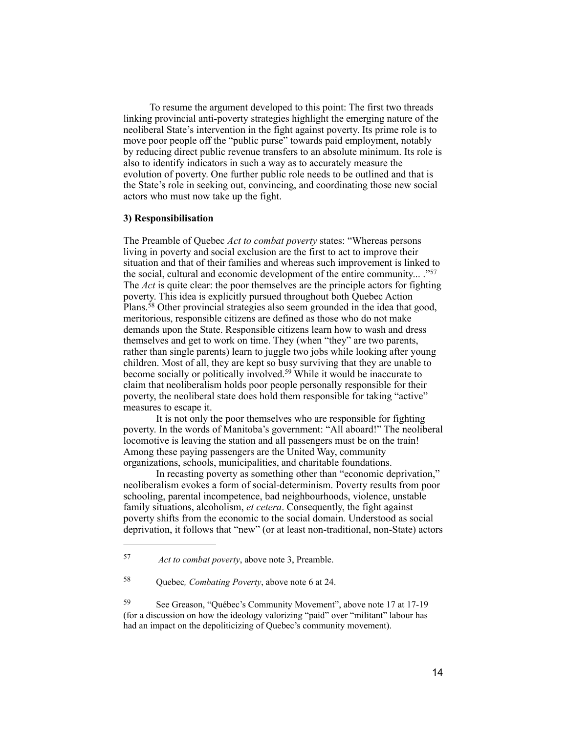To resume the argument developed to this point: The first two threads linking provincial anti-poverty strategies highlight the emerging nature of the neoliberal State's intervention in the fight against poverty. Its prime role is to move poor people off the "public purse" towards paid employment, notably by reducing direct public revenue transfers to an absolute minimum. Its role is also to identify indicators in such a way as to accurately measure the evolution of poverty. One further public role needs to be outlined and that is the State's role in seeking out, convincing, and coordinating those new social actors who must now take up the fight.

**3) Responsibilisation**

The Preamble of Quebec *Act to combat poverty* states: "Whereas persons living in poverty and social exclusion are the first to act to improve their situation and that of their families and whereas such improvement is linked to the social, cultural and economic development of the entire community... ."[57] The *Act* is quite clear: the poor themselves are the principle actors for fighting poverty. This idea is explicitly pursued throughout both Quebec Action Plans.[58] Other provincial strategies also seem grounded in the idea that good, meritorious, responsible citizens are defined as those who do not make demands upon the State. Responsible citizens learn how to wash and dress themselves and get to work on time. They (when "they" are two parents, rather than single parents) learn to juggle two jobs while looking after young children. Most of all, they are kept so busy surviving that they are unable to become socially or politically involved.[59] While it would be inaccurate to claim that neoliberalism holds poor people personally responsible for their poverty, the neoliberal state does hold them responsible for taking "active" measures to escape it.

It is not only the poor themselves who are responsible for fighting poverty. In the words of Manitoba's government: "All aboard!" The neoliberal locomotive is leaving the station and all passengers must be on the train! Among these paying passengers are the United Way, community organizations, schools, municipalities, and charitable foundations.

In recasting poverty as something other than "economic deprivation," neoliberalism evokes a form of social-determinism. Poverty results from poor schooling, parental incompetence, bad neighbourhoods, violence, unstable family situations, alcoholism, *et cetera*. Consequently, the fight against poverty shifts from the economic to the social domain. Understood as social deprivation, it follows that "new" (or at least non-traditional, non-State) actors

---

[57] *Act to combat poverty*, above note 3, Preamble.

[58] Quebec*, Combating Poverty*, above note 6 at 24.

[59] See Greason, "Québec's Community Movement", above note 17 at 17-19 (for a discussion on how the ideology valorizing "paid" over "militant" labour has had an impact on the depoliticizing of Quebec's community movement).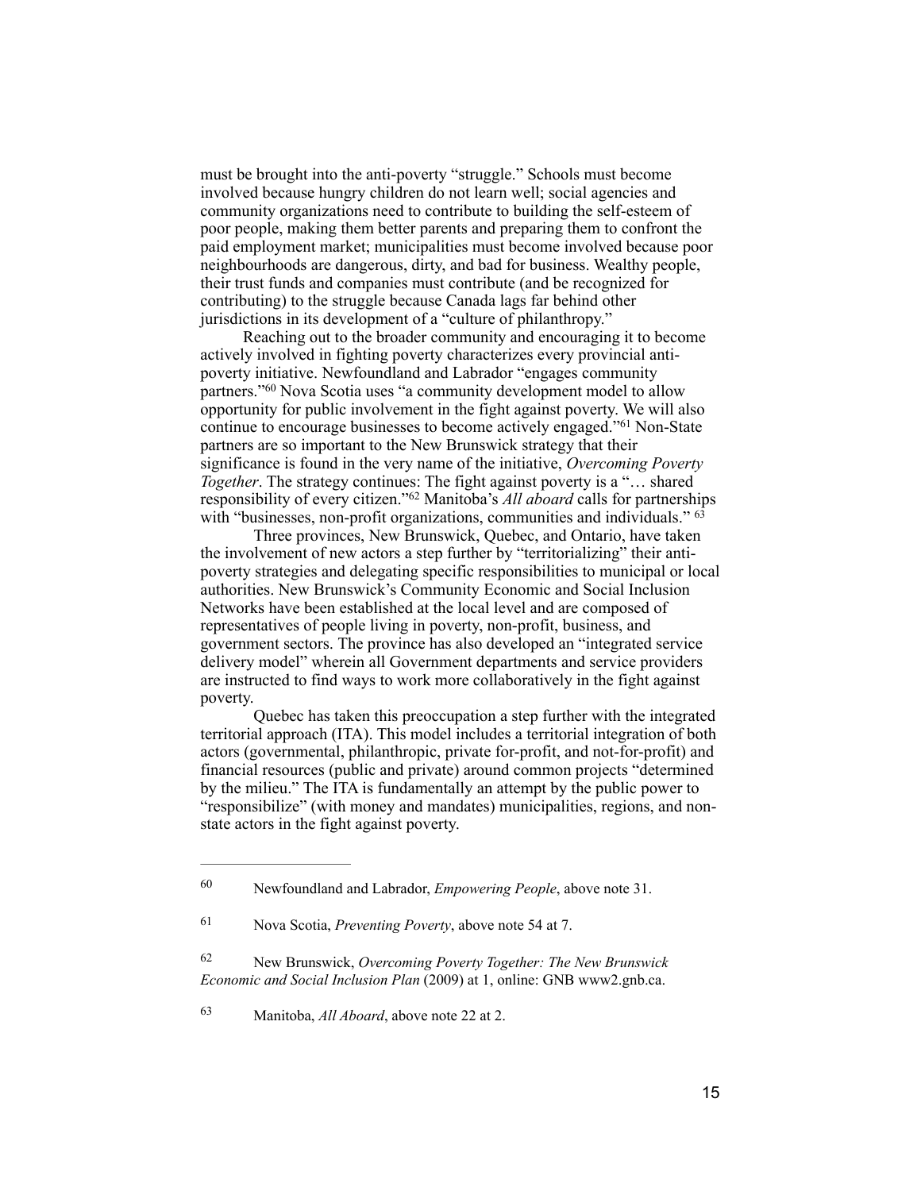must be brought into the anti-poverty "struggle." Schools must become involved because hungry children do not learn well; social agencies and community organizations need to contribute to building the self-esteem of poor people, making them better parents and preparing them to confront the paid employment market; municipalities must become involved because poor neighbourhoods are dangerous, dirty, and bad for business. Wealthy people, their trust funds and companies must contribute (and be recognized for contributing) to the struggle because Canada lags far behind other jurisdictions in its development of a "culture of philanthropy."

Reaching out to the broader community and encouraging it to become actively involved in fighting poverty characterizes every provincial anti-poverty initiative. Newfoundland and Labrador "engages community partners."[60] Nova Scotia uses "a community development model to allow opportunity for public involvement in the fight against poverty. We will also continue to encourage businesses to become actively engaged."[61] Non-State partners are so important to the New Brunswick strategy that their significance is found in the very name of the initiative, *Overcoming Poverty Together*. The strategy continues: The fight against poverty is a "… shared responsibility of every citizen."[62] Manitoba's *All aboard* calls for partnerships with "businesses, non-profit organizations, communities and individuals." [63]

Three provinces, New Brunswick, Quebec, and Ontario, have taken the involvement of new actors a step further by "territorializing" their anti-poverty strategies and delegating specific responsibilities to municipal or local authorities. New Brunswick's Community Economic and Social Inclusion Networks have been established at the local level and are composed of representatives of people living in poverty, non-profit, business, and government sectors. The province has also developed an "integrated service delivery model" wherein all Government departments and service providers are instructed to find ways to work more collaboratively in the fight against poverty.

Quebec has taken this preoccupation a step further with the integrated territorial approach (ITA). This model includes a territorial integration of both actors (governmental, philanthropic, private for-profit, and not-for-profit) and financial resources (public and private) around common projects "determined by the milieu." The ITA is fundamentally an attempt by the public power to "responsibilize" (with money and mandates) municipalities, regions, and non-state actors in the fight against poverty.

---

[60] Newfoundland and Labrador, *Empowering People*, above note 31.

[61] Nova Scotia, *Preventing Poverty*, above note 54 at 7.

[62] New Brunswick, *Overcoming Poverty Together: The New Brunswick Economic and Social Inclusion Plan* (2009) at 1, online: GNB www2.gnb.ca.

[63] Manitoba, *All Aboard*, above note 22 at 2.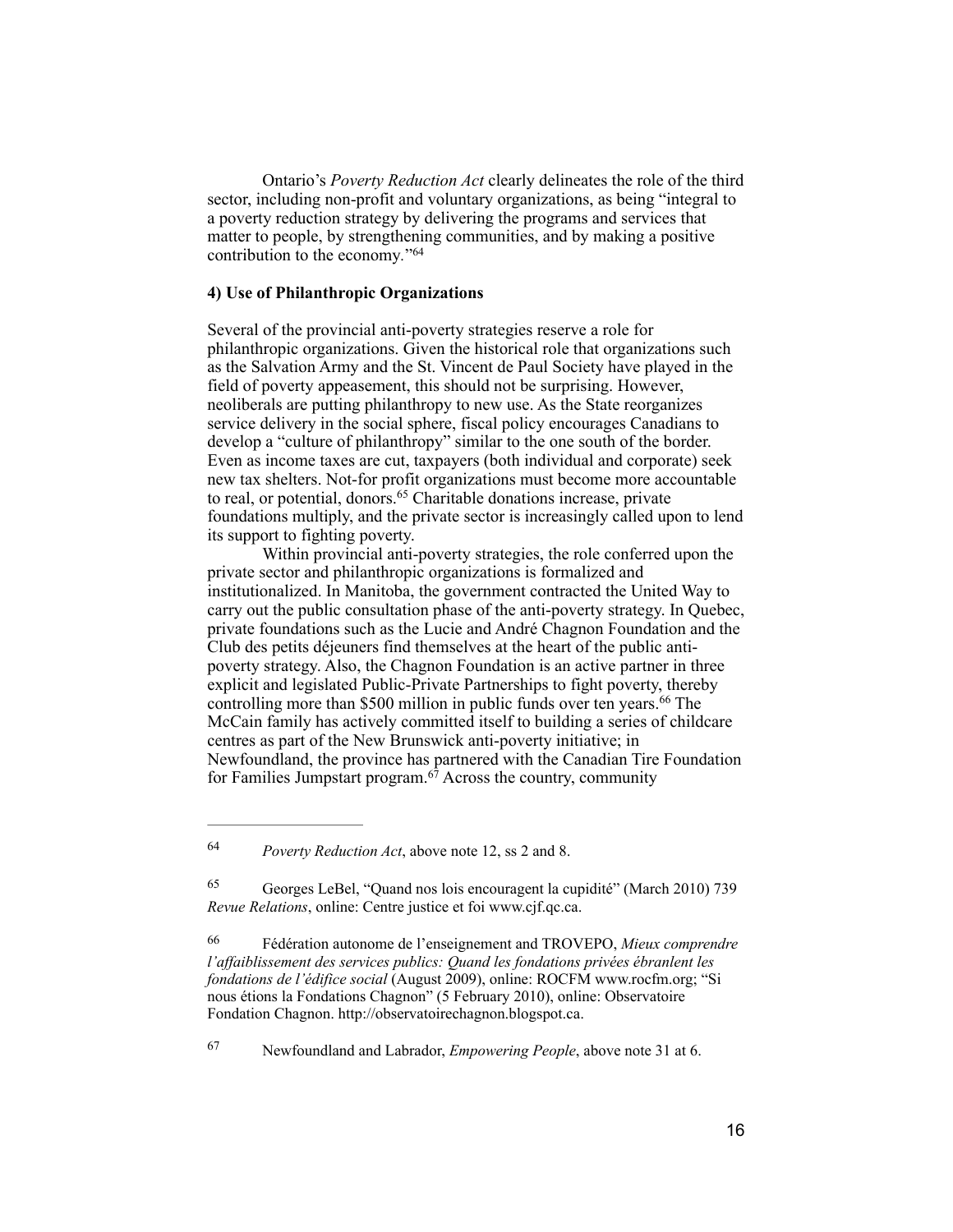Ontario's *Poverty Reduction Act* clearly delineates the role of the third sector, including non-profit and voluntary organizations, as being "integral to a poverty reduction strategy by delivering the programs and services that matter to people, by strengthening communities, and by making a positive contribution to the economy."[64]

**4) Use of Philanthropic Organizations**

Several of the provincial anti-poverty strategies reserve a role for philanthropic organizations. Given the historical role that organizations such as the Salvation Army and the St. Vincent de Paul Society have played in the field of poverty appeasement, this should not be surprising. However, neoliberals are putting philanthropy to new use. As the State reorganizes service delivery in the social sphere, fiscal policy encourages Canadians to develop a "culture of philanthropy" similar to the one south of the border. Even as income taxes are cut, taxpayers (both individual and corporate) seek new tax shelters. Not-for profit organizations must become more accountable to real, or potential, donors.[65] Charitable donations increase, private foundations multiply, and the private sector is increasingly called upon to lend its support to fighting poverty.

Within provincial anti-poverty strategies, the role conferred upon the private sector and philanthropic organizations is formalized and institutionalized. In Manitoba, the government contracted the United Way to carry out the public consultation phase of the anti-poverty strategy. In Quebec, private foundations such as the Lucie and André Chagnon Foundation and the Club des petits déjeuners find themselves at the heart of the public anti-poverty strategy. Also, the Chagnon Foundation is an active partner in three explicit and legislated Public-Private Partnerships to fight poverty, thereby controlling more than $500 million in public funds over ten years.[66] The McCain family has actively committed itself to building a series of childcare centres as part of the New Brunswick anti-poverty initiative; in Newfoundland, the province has partnered with the Canadian Tire Foundation for Families Jumpstart program.[67] Across the country, community

---

[64] *Poverty Reduction Act*, above note 12, ss 2 and 8.

[65] Georges LeBel, "Quand nos lois encouragent la cupidité" (March 2010) 739 *Revue Relations*, online: Centre justice et foi www.cjf.qc.ca.

[66] Fédération autonome de l'enseignement and TROVEPO, *Mieux comprendre l'affaiblissement des services publics: Quand les fondations privées ébranlent les fondations de l'édifice social* (August 2009), online: ROCFM www.rocfm.org; "Si nous étions la Fondations Chagnon" (5 February 2010), online: Observatoire Fondation Chagnon. http://observatoirechagnon.blogspot.ca.

[67] Newfoundland and Labrador, *Empowering People*, above note 31 at 6.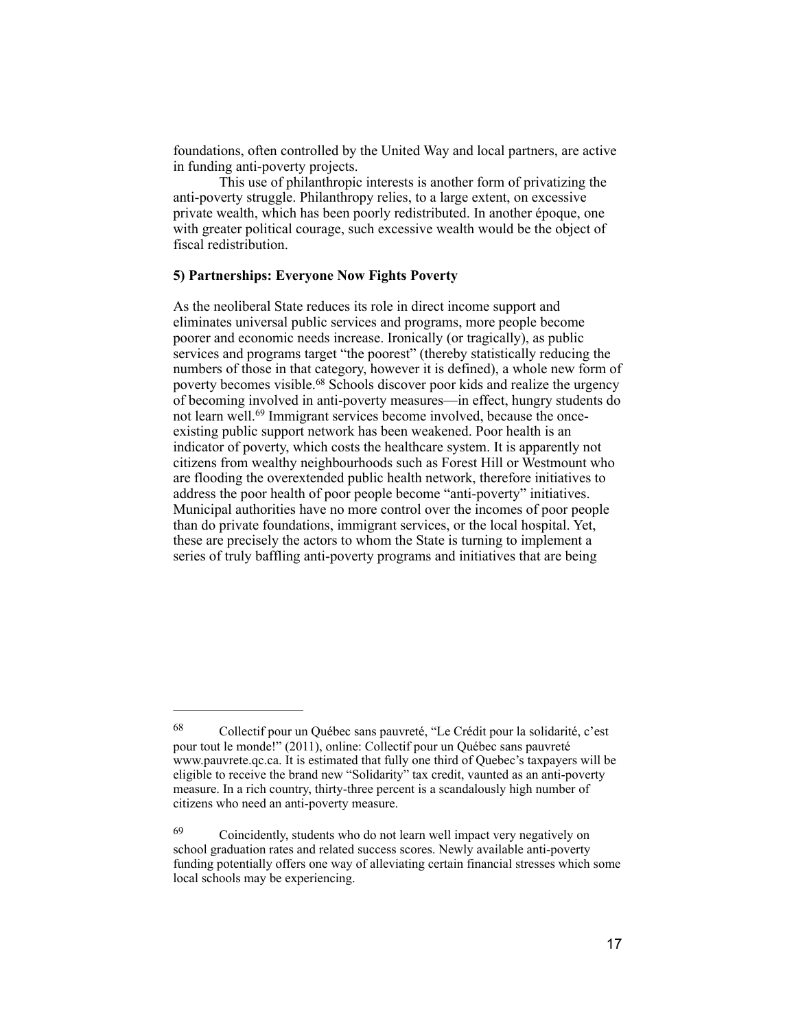foundations, often controlled by the United Way and local partners, are active in funding anti-poverty projects.

This use of philanthropic interests is another form of privatizing the anti-poverty struggle. Philanthropy relies, to a large extent, on excessive private wealth, which has been poorly redistributed. In another époque, one with greater political courage, such excessive wealth would be the object of fiscal redistribution.

**5) Partnerships: Everyone Now Fights Poverty**

As the neoliberal State reduces its role in direct income support and eliminates universal public services and programs, more people become poorer and economic needs increase. Ironically (or tragically), as public services and programs target "the poorest" (thereby statistically reducing the numbers of those in that category, however it is defined), a whole new form of poverty becomes visible.[68] Schools discover poor kids and realize the urgency of becoming involved in anti-poverty measures—in effect, hungry students do not learn well.[69] Immigrant services become involved, because the once-existing public support network has been weakened. Poor health is an indicator of poverty, which costs the healthcare system. It is apparently not citizens from wealthy neighbourhoods such as Forest Hill or Westmount who are flooding the overextended public health network, therefore initiatives to address the poor health of poor people become "anti-poverty" initiatives. Municipal authorities have no more control over the incomes of poor people than do private foundations, immigrant services, or the local hospital. Yet, these are precisely the actors to whom the State is turning to implement a series of truly baffling anti-poverty programs and initiatives that are being

---

[68] Collectif pour un Québec sans pauvreté, "Le Crédit pour la solidarité, c'est pour tout le monde!" (2011), online: Collectif pour un Québec sans pauvreté www.pauvrete.qc.ca. It is estimated that fully one third of Quebec's taxpayers will be eligible to receive the brand new "Solidarity" tax credit, vaunted as an anti-poverty measure. In a rich country, thirty-three percent is a scandalously high number of citizens who need an anti-poverty measure.

[69] Coincidently, students who do not learn well impact very negatively on school graduation rates and related success scores. Newly available anti-poverty funding potentially offers one way of alleviating certain financial stresses which some local schools may be experiencing.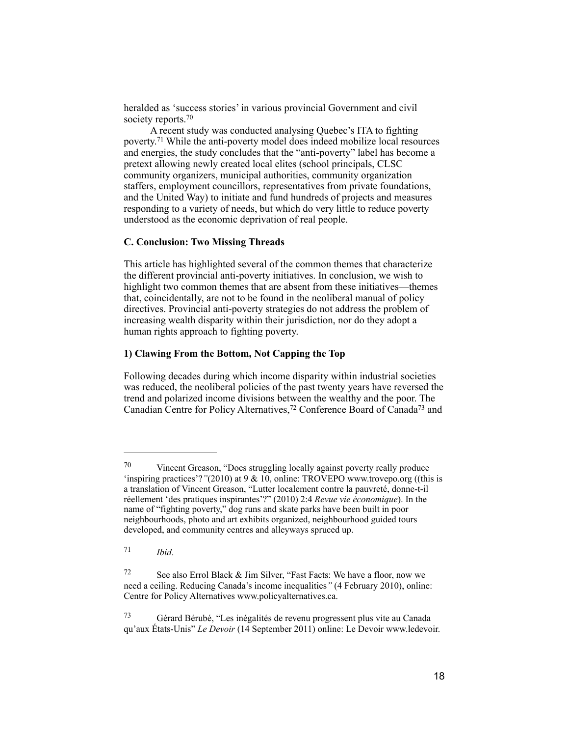heralded as 'success stories' in various provincial Government and civil society reports.[70]

A recent study was conducted analysing Quebec's ITA to fighting poverty.[71] While the anti-poverty model does indeed mobilize local resources and energies, the study concludes that the "anti-poverty" label has become a pretext allowing newly created local elites (school principals, CLSC community organizers, municipal authorities, community organization staffers, employment councillors, representatives from private foundations, and the United Way) to initiate and fund hundreds of projects and measures responding to a variety of needs, but which do very little to reduce poverty understood as the economic deprivation of real people.

### C. Conclusion: Two Missing Threads

This article has highlighted several of the common themes that characterize the different provincial anti-poverty initiatives. In conclusion, we wish to highlight two common themes that are absent from these initiatives—themes that, coincidentally, are not to be found in the neoliberal manual of policy directives. Provincial anti-poverty strategies do not address the problem of increasing wealth disparity within their jurisdiction, nor do they adopt a human rights approach to fighting poverty.

#### 1) Clawing From the Bottom, Not Capping the Top

Following decades during which income disparity within industrial societies was reduced, the neoliberal policies of the past twenty years have reversed the trend and polarized income divisions between the wealthy and the poor. The Canadian Centre for Policy Alternatives,[72] Conference Board of Canada[73] and

---

[70] Vincent Greason, "Does struggling locally against poverty really produce 'inspiring practices'?*"*(2010) at 9 & 10, online: TROVEPO www.trovepo.org ((this is a translation of Vincent Greason, "Lutter localement contre la pauvreté, donne-t-il réellement 'des pratiques inspirantes'?" (2010) 2:4 *Revue vie économique*). In the name of "fighting poverty," dog runs and skate parks have been built in poor neighbourhoods, photo and art exhibits organized, neighbourhood guided tours developed, and community centres and alleyways spruced up.

[71] *Ibid*.

[72] See also Errol Black & Jim Silver, "Fast Facts: We have a floor, now we need a ceiling. Reducing Canada's income inequalities*"* (4 February 2010), online: Centre for Policy Alternatives www.policyalternatives.ca.

[73] Gérard Bérubé, "Les inégalités de revenu progressent plus vite au Canada qu'aux États-Unis" *Le Devoir* (14 September 2011) online: Le Devoir www.ledevoir.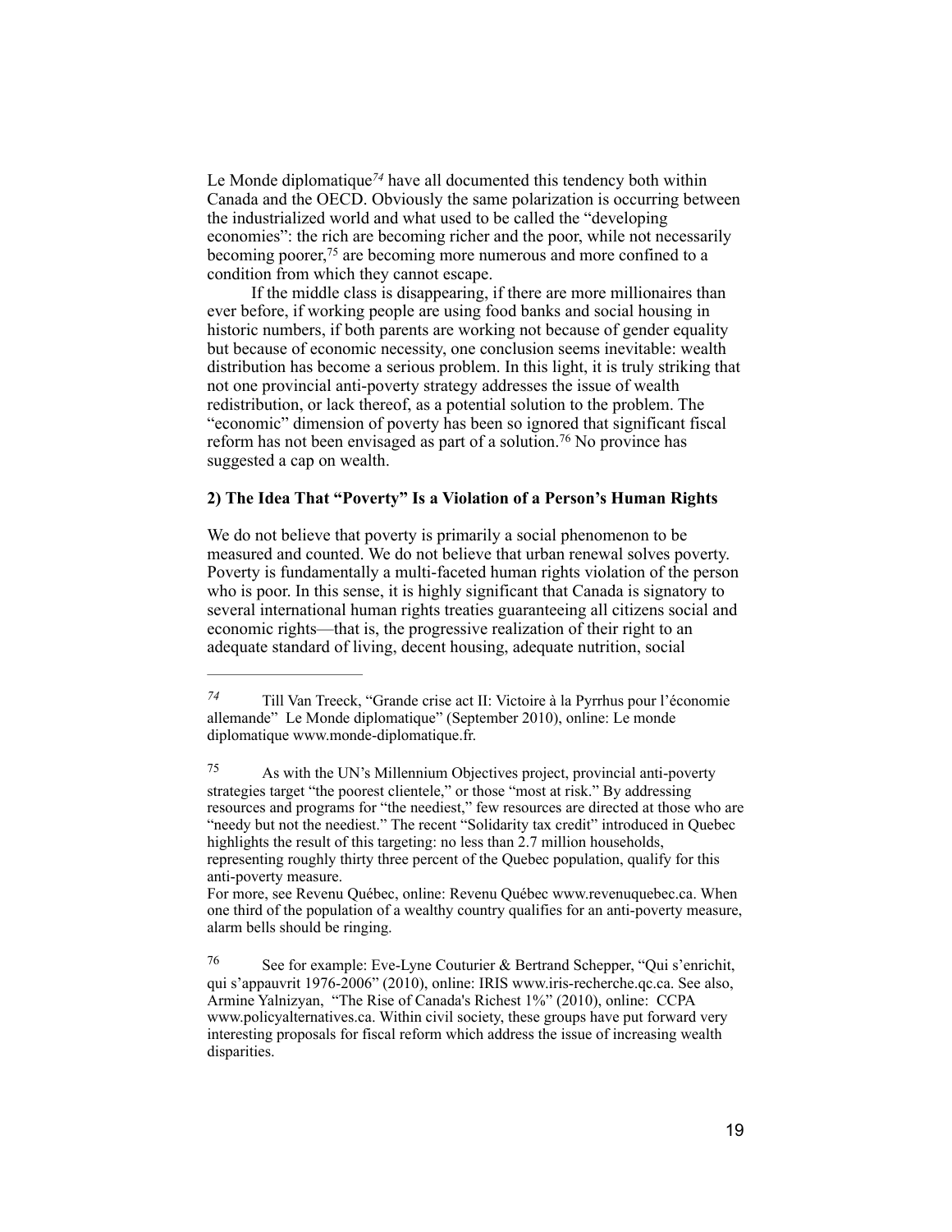Le Monde diplomatique[74] have all documented this tendency both within Canada and the OECD. Obviously the same polarization is occurring between the industrialized world and what used to be called the "developing economies": the rich are becoming richer and the poor, while not necessarily becoming poorer,[75] are becoming more numerous and more confined to a condition from which they cannot escape.

If the middle class is disappearing, if there are more millionaires than ever before, if working people are using food banks and social housing in historic numbers, if both parents are working not because of gender equality but because of economic necessity, one conclusion seems inevitable: wealth distribution has become a serious problem. In this light, it is truly striking that not one provincial anti-poverty strategy addresses the issue of wealth redistribution, or lack thereof, as a potential solution to the problem. The "economic" dimension of poverty has been so ignored that significant fiscal reform has not been envisaged as part of a solution.[76] No province has suggested a cap on wealth.

### 2) The Idea That "Poverty" Is a Violation of a Person's Human Rights

We do not believe that poverty is primarily a social phenomenon to be measured and counted. We do not believe that urban renewal solves poverty. Poverty is fundamentally a multi-faceted human rights violation of the person who is poor. In this sense, it is highly significant that Canada is signatory to several international human rights treaties guaranteeing all citizens social and economic rights—that is, the progressive realization of their right to an adequate standard of living, decent housing, adequate nutrition, social

---

[74] Till Van Treeck, "Grande crise act II: Victoire à la Pyrrhus pour l'économie allemande" Le Monde diplomatique" (September 2010), online: Le monde diplomatique www.monde-diplomatique.fr.

[75] As with the UN's Millennium Objectives project, provincial anti-poverty strategies target "the poorest clientele," or those "most at risk." By addressing resources and programs for "the neediest," few resources are directed at those who are "needy but not the neediest." The recent "Solidarity tax credit" introduced in Quebec highlights the result of this targeting: no less than 2.7 million households, representing roughly thirty three percent of the Quebec population, qualify for this anti-poverty measure.
For more, see Revenu Québec, online: Revenu Québec www.revenuquebec.ca. When one third of the population of a wealthy country qualifies for an anti-poverty measure, alarm bells should be ringing.

[76] See for example: Eve-Lyne Couturier & Bertrand Schepper, "Qui s'enrichit, qui s'appauvrit 1976-2006" (2010), online: IRIS www.iris-recherche.qc.ca. See also, Armine Yalnizyan, "The Rise of Canada's Richest 1%" (2010), online: CCPA www.policyalternatives.ca. Within civil society, these groups have put forward very interesting proposals for fiscal reform which address the issue of increasing wealth disparities.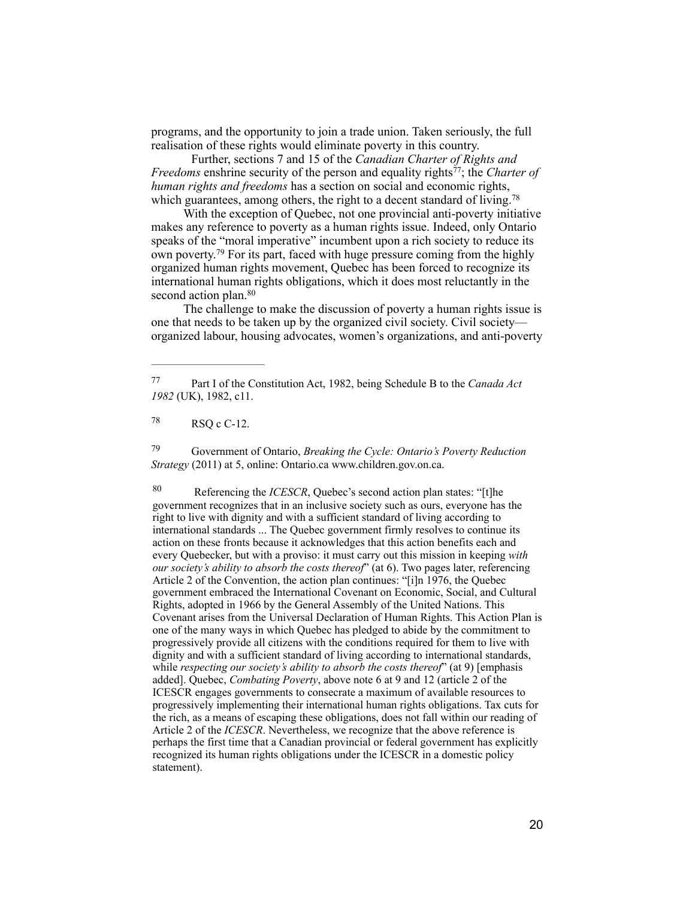programs, and the opportunity to join a trade union. Taken seriously, the full realisation of these rights would eliminate poverty in this country.

Further, sections 7 and 15 of the *Canadian Charter of Rights and Freedoms* enshrine security of the person and equality rights[77]; the *Charter of human rights and freedoms* has a section on social and economic rights, which guarantees, among others, the right to a decent standard of living.[78]

With the exception of Quebec, not one provincial anti-poverty initiative makes any reference to poverty as a human rights issue. Indeed, only Ontario speaks of the "moral imperative" incumbent upon a rich society to reduce its own poverty.[79] For its part, faced with huge pressure coming from the highly organized human rights movement, Quebec has been forced to recognize its international human rights obligations, which it does most reluctantly in the second action plan.[80]

The challenge to make the discussion of poverty a human rights issue is one that needs to be taken up by the organized civil society. Civil society—organized labour, housing advocates, women's organizations, and anti-poverty

---

77 Part I of the Constitution Act, 1982, being Schedule B to the *Canada Act 1982* (UK), 1982, c11.

78 RSQ c C-12.

79 Government of Ontario, *Breaking the Cycle: Ontario's Poverty Reduction Strategy* (2011) at 5, online: Ontario.ca www.children.gov.on.ca.

80 Referencing the *ICESCR*, Quebec's second action plan states: "[t]he government recognizes that in an inclusive society such as ours, everyone has the right to live with dignity and with a sufficient standard of living according to international standards ... The Quebec government firmly resolves to continue its action on these fronts because it acknowledges that this action benefits each and every Quebecker, but with a proviso: it must carry out this mission in keeping *with our society's ability to absorb the costs thereof*" (at 6). Two pages later, referencing Article 2 of the Convention, the action plan continues: "[i]n 1976, the Quebec government embraced the International Covenant on Economic, Social, and Cultural Rights, adopted in 1966 by the General Assembly of the United Nations. This Covenant arises from the Universal Declaration of Human Rights. This Action Plan is one of the many ways in which Quebec has pledged to abide by the commitment to progressively provide all citizens with the conditions required for them to live with dignity and with a sufficient standard of living according to international standards, while *respecting our society's ability to absorb the costs thereof*" (at 9) [emphasis added]. Quebec, *Combating Poverty*, above note 6 at 9 and 12 (article 2 of the ICESCR engages governments to consecrate a maximum of available resources to progressively implementing their international human rights obligations. Tax cuts for the rich, as a means of escaping these obligations, does not fall within our reading of Article 2 of the *ICESCR*. Nevertheless, we recognize that the above reference is perhaps the first time that a Canadian provincial or federal government has explicitly recognized its human rights obligations under the ICESCR in a domestic policy statement).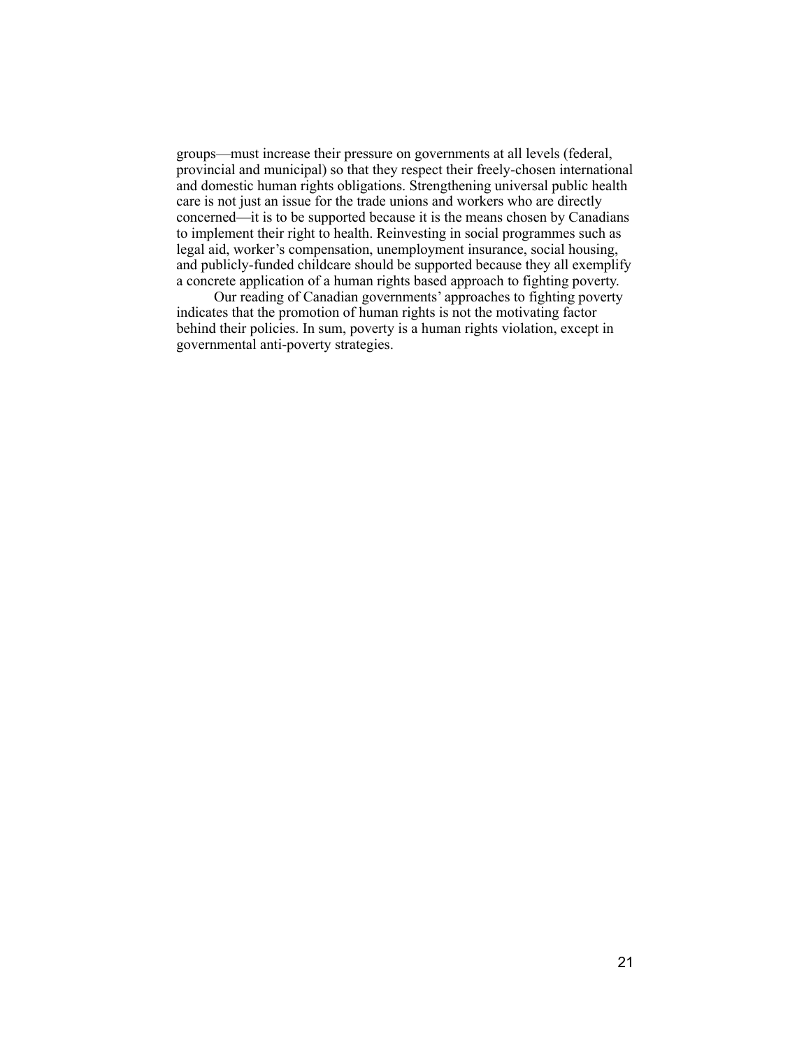groups—must increase their pressure on governments at all levels (federal, provincial and municipal) so that they respect their freely-chosen international and domestic human rights obligations. Strengthening universal public health care is not just an issue for the trade unions and workers who are directly concerned—it is to be supported because it is the means chosen by Canadians to implement their right to health. Reinvesting in social programmes such as legal aid, worker's compensation, unemployment insurance, social housing, and publicly-funded childcare should be supported because they all exemplify a concrete application of a human rights based approach to fighting poverty.

Our reading of Canadian governments' approaches to fighting poverty indicates that the promotion of human rights is not the motivating factor behind their policies. In sum, poverty is a human rights violation, except in governmental anti-poverty strategies.